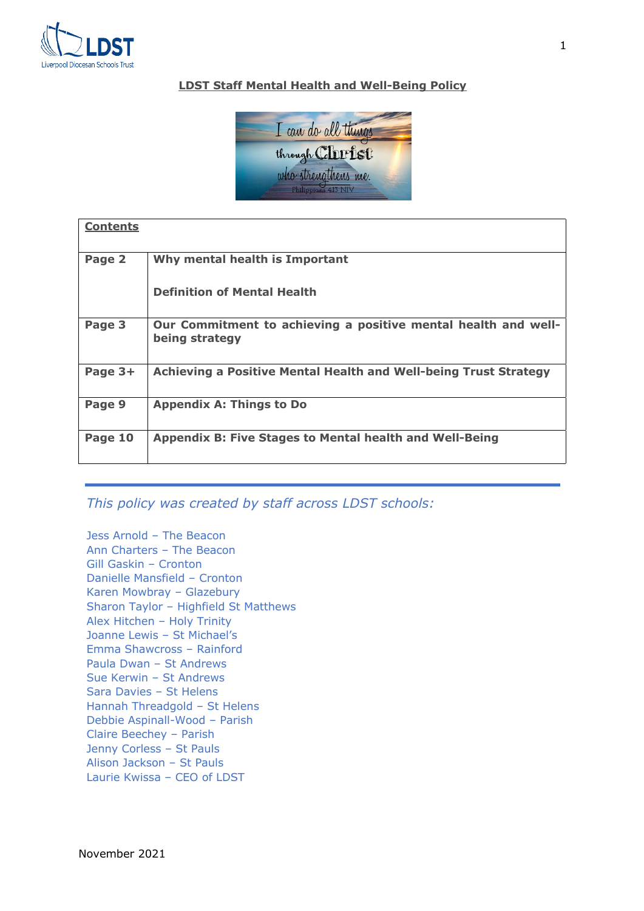# LDST Staff Mental Health and Well-Being Policy

| **Contents** | |
|---|---|
| **Page 2** | **Why mental health is Important**<br><br>**Definition of Mental Health** |
| **Page 3** | **Our Commitment to achieving a positive mental health and well-being strategy** |
| **Page 3+** | **Achieving a Positive Mental Health and Well-being Trust Strategy** |
| **Page 9** | **Appendix A: Things to Do** |
| **Page 10** | **Appendix B: Five Stages to Mental health and Well-Being** |

---

*This policy was created by staff across LDST schools:*

Jess Arnold – The Beacon
Ann Charters – The Beacon
Gill Gaskin – Cronton
Danielle Mansfield – Cronton
Karen Mowbray – Glazebury
Sharon Taylor – Highfield St Matthews
Alex Hitchen – Holy Trinity
Joanne Lewis – St Michael's
Emma Shawcross – Rainford
Paula Dwan – St Andrews
Sue Kerwin – St Andrews
Sara Davies – St Helens
Hannah Threadgold – St Helens
Debbie Aspinall-Wood – Parish
Claire Beechey – Parish
Jenny Corless – St Pauls
Alison Jackson – St Pauls
Laurie Kwissa – CEO of LDST

November 2021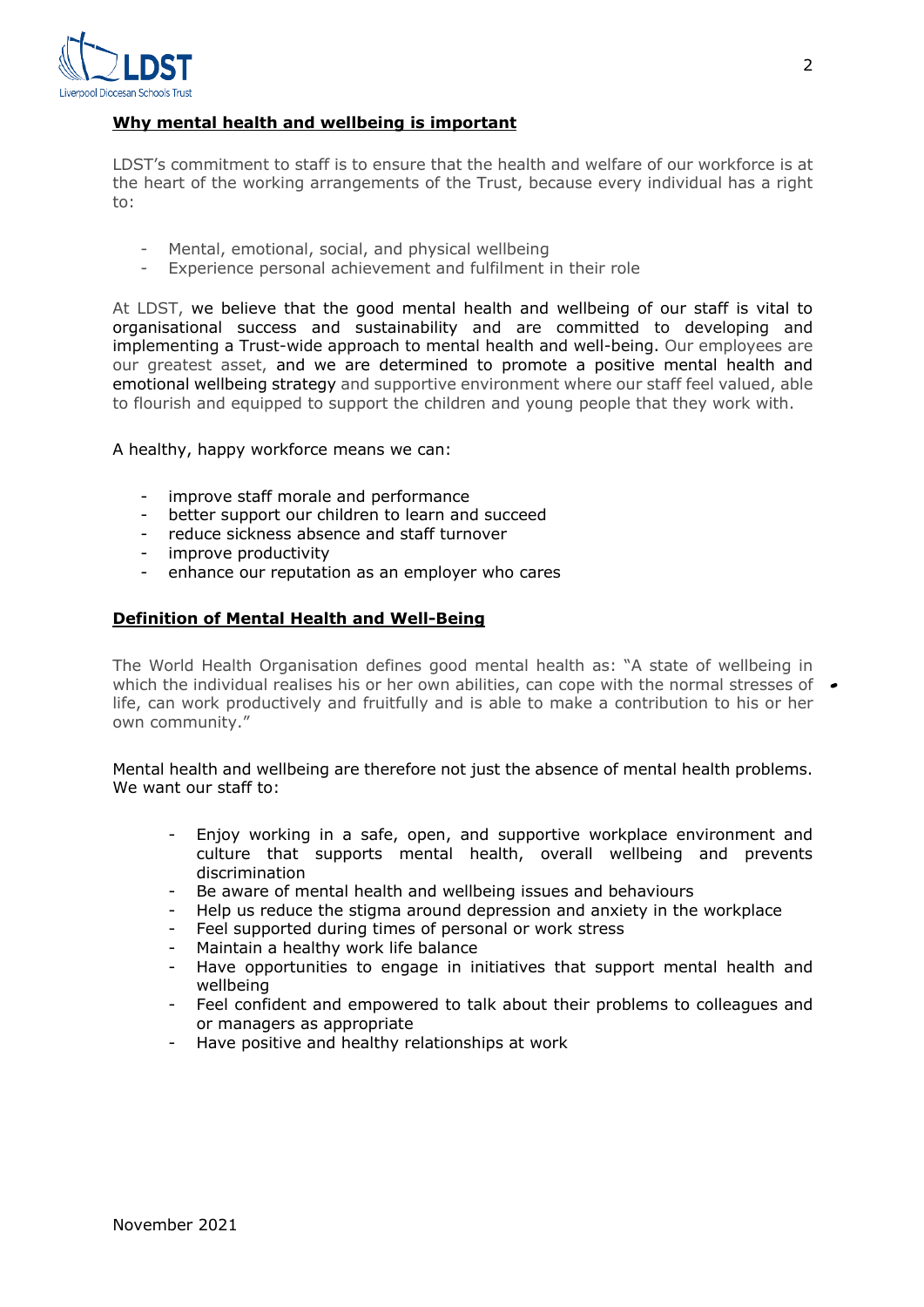## Why mental health and wellbeing is important

LDST's commitment to staff is to ensure that the health and welfare of our workforce is at the heart of the working arrangements of the Trust, because every individual has a right to:

- Mental, emotional, social, and physical wellbeing
- Experience personal achievement and fulfilment in their role

At LDST, we believe that the good mental health and wellbeing of our staff is vital to organisational success and sustainability and are committed to developing and implementing a Trust-wide approach to mental health and well-being. Our employees are our greatest asset, and we are determined to promote a positive mental health and emotional wellbeing strategy and supportive environment where our staff feel valued, able to flourish and equipped to support the children and young people that they work with.

A healthy, happy workforce means we can:

- improve staff morale and performance
- better support our children to learn and succeed
- reduce sickness absence and staff turnover
- improve productivity
- enhance our reputation as an employer who cares

## Definition of Mental Health and Well-Being

The World Health Organisation defines good mental health as: "A state of wellbeing in which the individual realises his or her own abilities, can cope with the normal stresses of life, can work productively and fruitfully and is able to make a contribution to his or her own community."

Mental health and wellbeing are therefore not just the absence of mental health problems. We want our staff to:

- Enjoy working in a safe, open, and supportive workplace environment and culture that supports mental health, overall wellbeing and prevents discrimination
- Be aware of mental health and wellbeing issues and behaviours
- Help us reduce the stigma around depression and anxiety in the workplace
- Feel supported during times of personal or work stress
- Maintain a healthy work life balance
- Have opportunities to engage in initiatives that support mental health and wellbeing
- Feel confident and empowered to talk about their problems to colleagues and or managers as appropriate
- Have positive and healthy relationships at work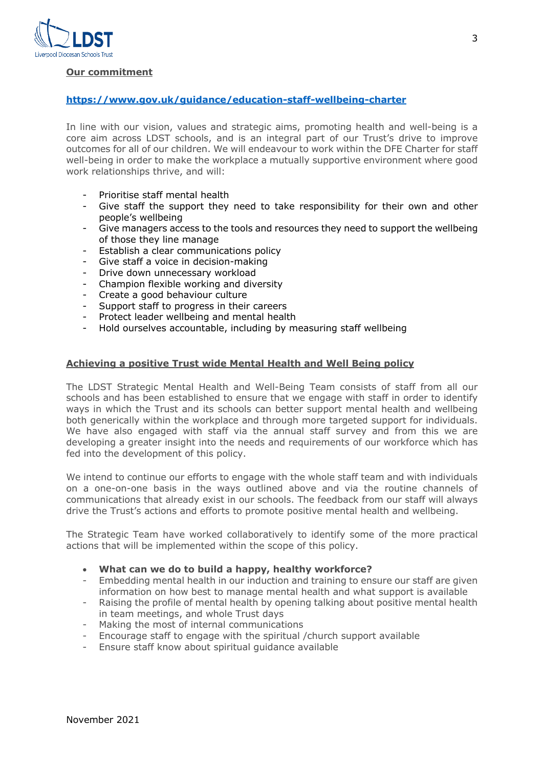**Our commitment**

**https://www.gov.uk/guidance/education-staff-wellbeing-charter**

In line with our vision, values and strategic aims, promoting health and well-being is a core aim across LDST schools, and is an integral part of our Trust's drive to improve outcomes for all of our children. We will endeavour to work within the DFE Charter for staff well-being in order to make the workplace a mutually supportive environment where good work relationships thrive, and will:

- Prioritise staff mental health
- Give staff the support they need to take responsibility for their own and other people's wellbeing
- Give managers access to the tools and resources they need to support the wellbeing of those they line manage
- Establish a clear communications policy
- Give staff a voice in decision-making
- Drive down unnecessary workload
- Champion flexible working and diversity
- Create a good behaviour culture
- Support staff to progress in their careers
- Protect leader wellbeing and mental health
- Hold ourselves accountable, including by measuring staff wellbeing

**Achieving a positive Trust wide Mental Health and Well Being policy**

The LDST Strategic Mental Health and Well-Being Team consists of staff from all our schools and has been established to ensure that we engage with staff in order to identify ways in which the Trust and its schools can better support mental health and wellbeing both generically within the workplace and through more targeted support for individuals. We have also engaged with staff via the annual staff survey and from this we are developing a greater insight into the needs and requirements of our workforce which has fed into the development of this policy.

We intend to continue our efforts to engage with the whole staff team and with individuals on a one-on-one basis in the ways outlined above and via the routine channels of communications that already exist in our schools. The feedback from our staff will always drive the Trust's actions and efforts to promote positive mental health and wellbeing.

The Strategic Team have worked collaboratively to identify some of the more practical actions that will be implemented within the scope of this policy.

- **What can we do to build a happy, healthy workforce?**
  - Embedding mental health in our induction and training to ensure our staff are given information on how best to manage mental health and what support is available
  - Raising the profile of mental health by opening talking about positive mental health in team meetings, and whole Trust days
  - Making the most of internal communications
  - Encourage staff to engage with the spiritual /church support available
  - Ensure staff know about spiritual guidance available

November 2021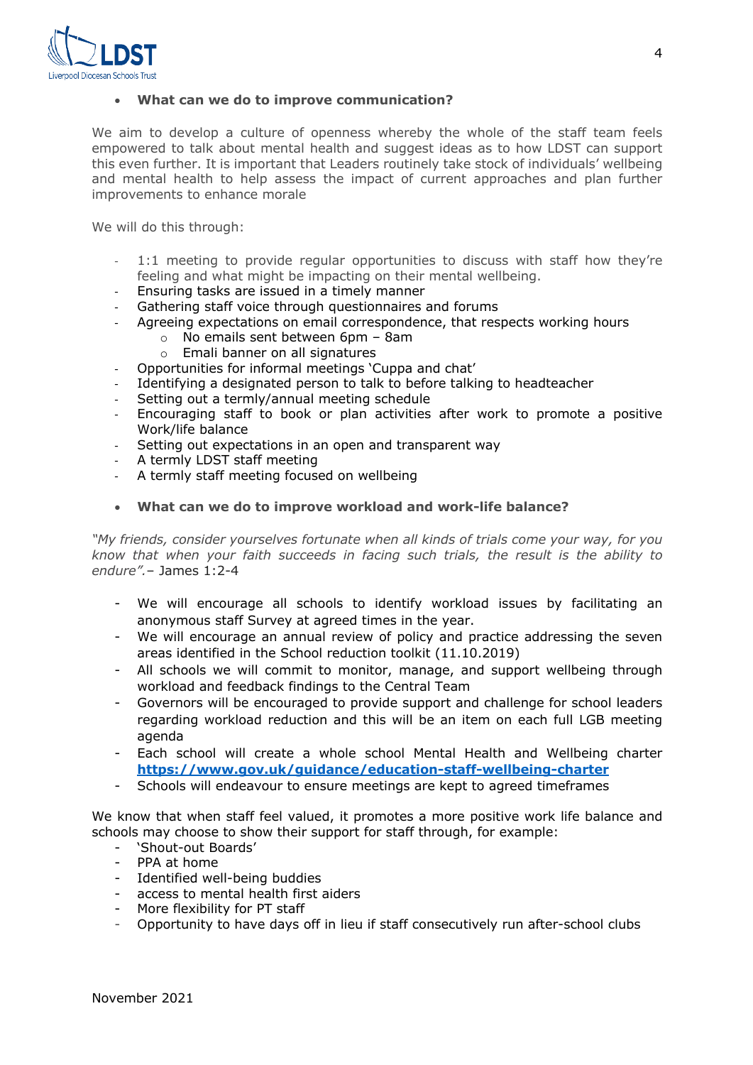- **What can we do to improve communication?**

We aim to develop a culture of openness whereby the whole of the staff team feels empowered to talk about mental health and suggest ideas as to how LDST can support this even further. It is important that Leaders routinely take stock of individuals' wellbeing and mental health to help assess the impact of current approaches and plan further improvements to enhance morale

We will do this through:

- 1:1 meeting to provide regular opportunities to discuss with staff how they're feeling and what might be impacting on their mental wellbeing.
- Ensuring tasks are issued in a timely manner
- Gathering staff voice through questionnaires and forums
- Agreeing expectations on email correspondence, that respects working hours
    - No emails sent between 6pm – 8am
    - Emali banner on all signatures
- Opportunities for informal meetings 'Cuppa and chat'
- Identifying a designated person to talk to before talking to headteacher
- Setting out a termly/annual meeting schedule
- Encouraging staff to book or plan activities after work to promote a positive Work/life balance
- Setting out expectations in an open and transparent way
- A termly LDST staff meeting
- A termly staff meeting focused on wellbeing

- **What can we do to improve workload and work-life balance?**

*"My friends, consider yourselves fortunate when all kinds of trials come your way, for you know that when your faith succeeds in facing such trials, the result is the ability to endure".*– James 1:2-4

- We will encourage all schools to identify workload issues by facilitating an anonymous staff Survey at agreed times in the year.
- We will encourage an annual review of policy and practice addressing the seven areas identified in the School reduction toolkit (11.10.2019)
- All schools we will commit to monitor, manage, and support wellbeing through workload and feedback findings to the Central Team
- Governors will be encouraged to provide support and challenge for school leaders regarding workload reduction and this will be an item on each full LGB meeting agenda
- Each school will create a whole school Mental Health and Wellbeing charter **https://www.gov.uk/guidance/education-staff-wellbeing-charter**
- Schools will endeavour to ensure meetings are kept to agreed timeframes

We know that when staff feel valued, it promotes a more positive work life balance and schools may choose to show their support for staff through, for example:

- 'Shout-out Boards'
- PPA at home
- Identified well-being buddies
- access to mental health first aiders
- More flexibility for PT staff
- Opportunity to have days off in lieu if staff consecutively run after-school clubs

November 2021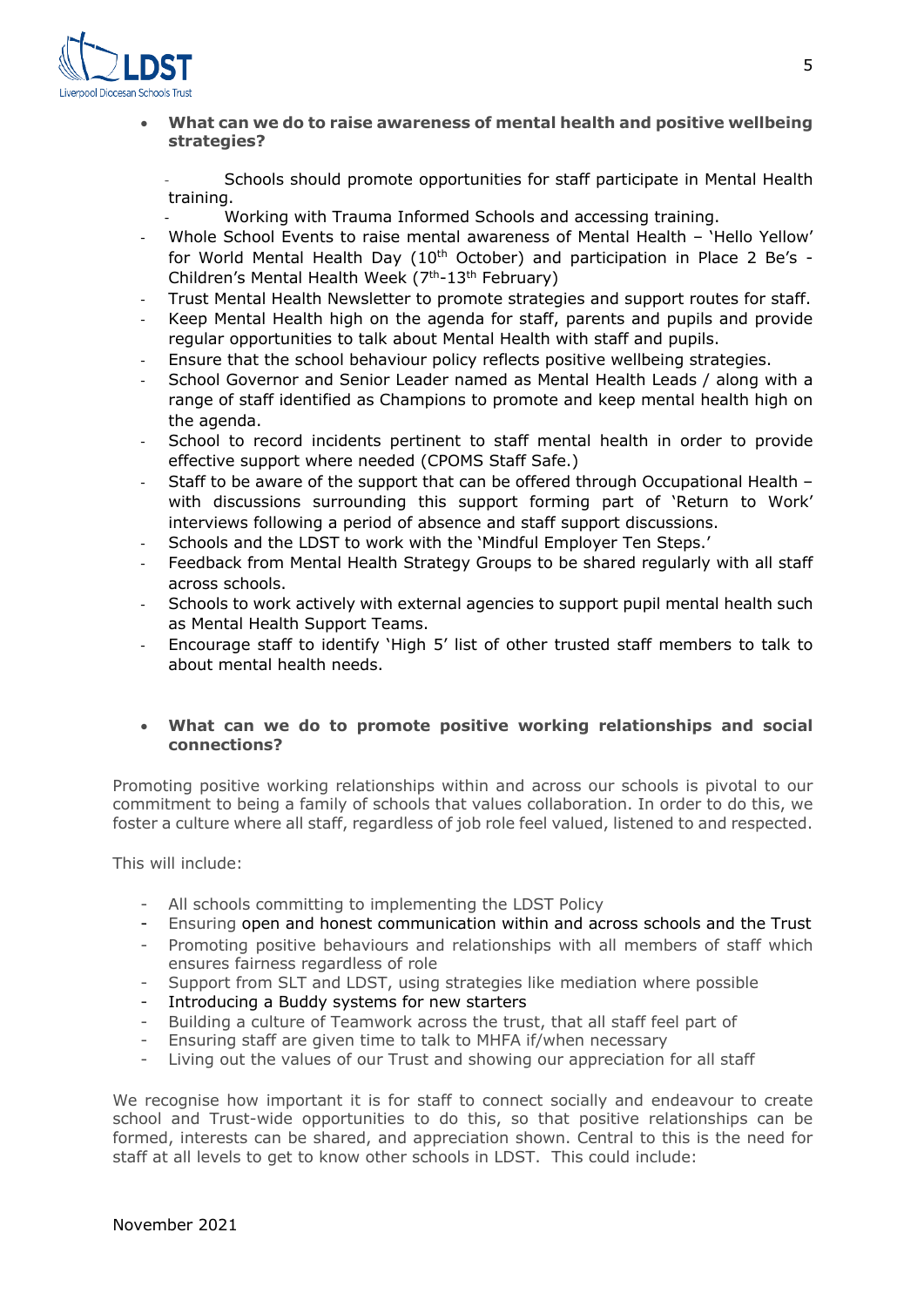- **What can we do to raise awareness of mental health and positive wellbeing strategies?**

  - Schools should promote opportunities for staff participate in Mental Health training.
  - Working with Trauma Informed Schools and accessing training.
  - Whole School Events to raise mental awareness of Mental Health – 'Hello Yellow' for World Mental Health Day (10th October) and participation in Place 2 Be's - Children's Mental Health Week (7th-13th February)
  - Trust Mental Health Newsletter to promote strategies and support routes for staff.
  - Keep Mental Health high on the agenda for staff, parents and pupils and provide regular opportunities to talk about Mental Health with staff and pupils.
  - Ensure that the school behaviour policy reflects positive wellbeing strategies.
  - School Governor and Senior Leader named as Mental Health Leads / along with a range of staff identified as Champions to promote and keep mental health high on the agenda.
  - School to record incidents pertinent to staff mental health in order to provide effective support where needed (CPOMS Staff Safe.)
  - Staff to be aware of the support that can be offered through Occupational Health – with discussions surrounding this support forming part of 'Return to Work' interviews following a period of absence and staff support discussions.
  - Schools and the LDST to work with the 'Mindful Employer Ten Steps.'
  - Feedback from Mental Health Strategy Groups to be shared regularly with all staff across schools.
  - Schools to work actively with external agencies to support pupil mental health such as Mental Health Support Teams.
  - Encourage staff to identify 'High 5' list of other trusted staff members to talk to about mental health needs.

- **What can we do to promote positive working relationships and social connections?**

Promoting positive working relationships within and across our schools is pivotal to our commitment to being a family of schools that values collaboration. In order to do this, we foster a culture where all staff, regardless of job role feel valued, listened to and respected.

This will include:

- All schools committing to implementing the LDST Policy
- Ensuring open and honest communication within and across schools and the Trust
- Promoting positive behaviours and relationships with all members of staff which ensures fairness regardless of role
- Support from SLT and LDST, using strategies like mediation where possible
- Introducing a Buddy systems for new starters
- Building a culture of Teamwork across the trust, that all staff feel part of
- Ensuring staff are given time to talk to MHFA if/when necessary
- Living out the values of our Trust and showing our appreciation for all staff

We recognise how important it is for staff to connect socially and endeavour to create school and Trust-wide opportunities to do this, so that positive relationships can be formed, interests can be shared, and appreciation shown. Central to this is the need for staff at all levels to get to know other schools in LDST. This could include:

November 2021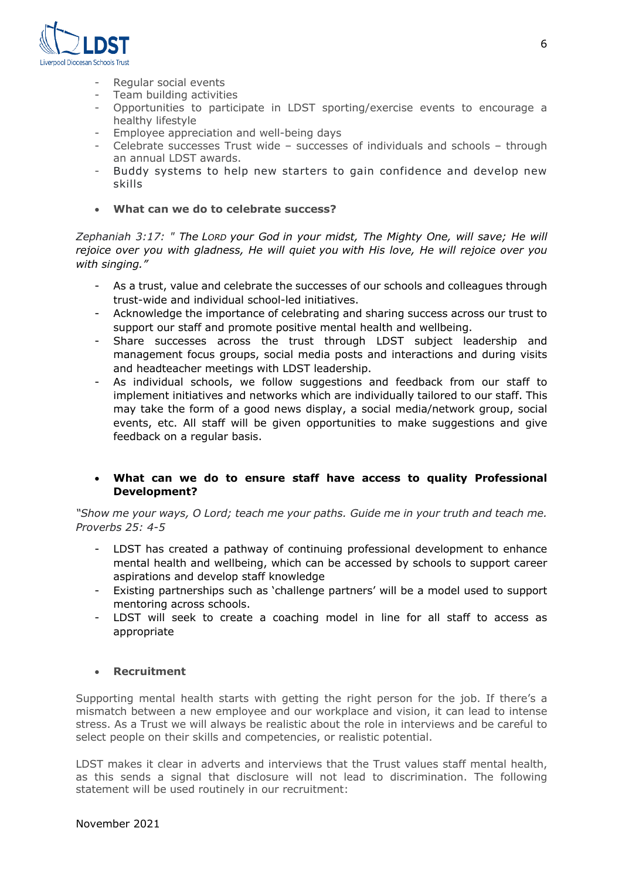- Regular social events
- Team building activities
- Opportunities to participate in LDST sporting/exercise events to encourage a healthy lifestyle
- Employee appreciation and well-being days
- Celebrate successes Trust wide – successes of individuals and schools – through an annual LDST awards.
- Buddy systems to help new starters to gain confidence and develop new skills

- **What can we do to celebrate success?**

*Zephaniah 3:17: " The LORD your God in your midst, The Mighty One, will save; He will rejoice over you with gladness, He will quiet you with His love, He will rejoice over you with singing."*

- As a trust, value and celebrate the successes of our schools and colleagues through trust-wide and individual school-led initiatives.
- Acknowledge the importance of celebrating and sharing success across our trust to support our staff and promote positive mental health and wellbeing.
- Share successes across the trust through LDST subject leadership and management focus groups, social media posts and interactions and during visits and headteacher meetings with LDST leadership.
- As individual schools, we follow suggestions and feedback from our staff to implement initiatives and networks which are individually tailored to our staff. This may take the form of a good news display, a social media/network group, social events, etc. All staff will be given opportunities to make suggestions and give feedback on a regular basis.

- **What can we do to ensure staff have access to quality Professional Development?**

*"Show me your ways, O Lord; teach me your paths. Guide me in your truth and teach me. Proverbs 25: 4-5*

- LDST has created a pathway of continuing professional development to enhance mental health and wellbeing, which can be accessed by schools to support career aspirations and develop staff knowledge
- Existing partnerships such as 'challenge partners' will be a model used to support mentoring across schools.
- LDST will seek to create a coaching model in line for all staff to access as appropriate

- **Recruitment**

Supporting mental health starts with getting the right person for the job. If there's a mismatch between a new employee and our workplace and vision, it can lead to intense stress. As a Trust we will always be realistic about the role in interviews and be careful to select people on their skills and competencies, or realistic potential.

LDST makes it clear in adverts and interviews that the Trust values staff mental health, as this sends a signal that disclosure will not lead to discrimination. The following statement will be used routinely in our recruitment: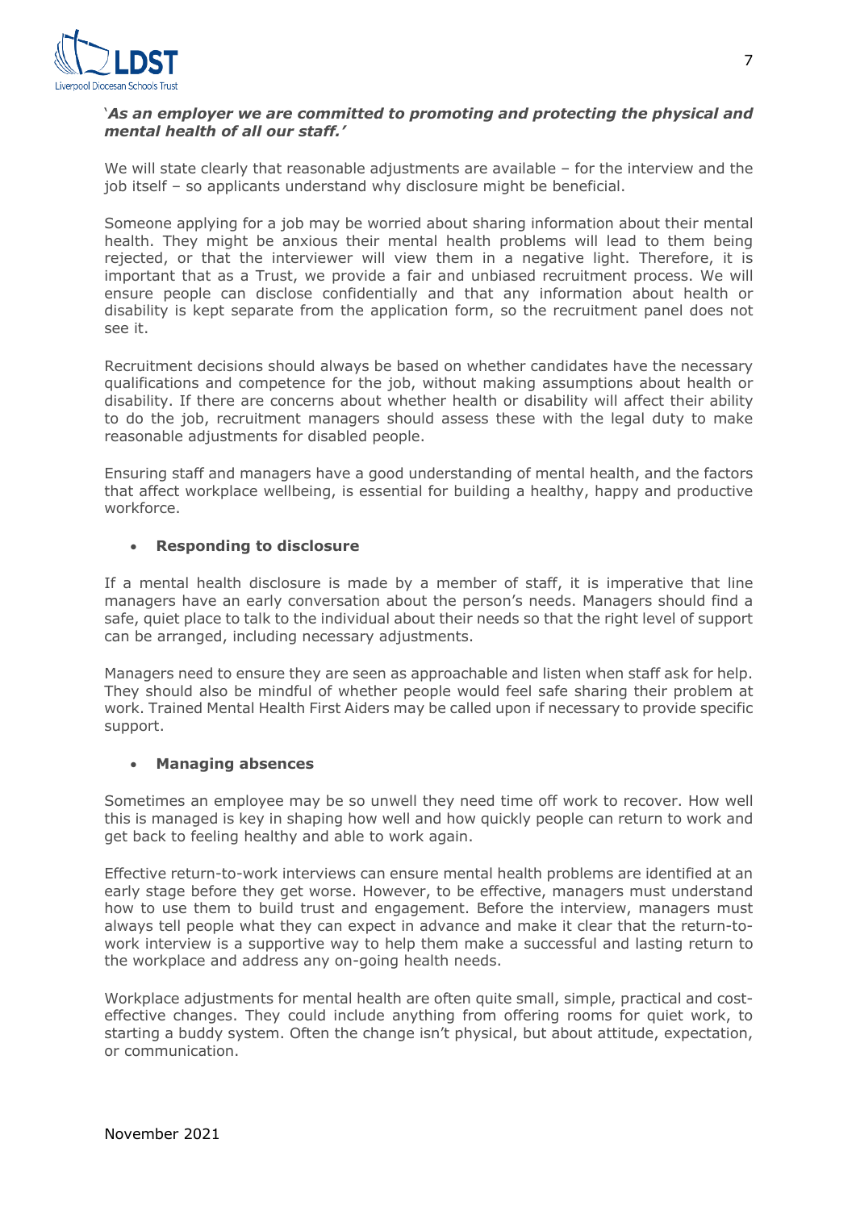'*As an employer we are committed to promoting and protecting the physical and mental health of all our staff.'*

We will state clearly that reasonable adjustments are available – for the interview and the job itself – so applicants understand why disclosure might be beneficial.

Someone applying for a job may be worried about sharing information about their mental health. They might be anxious their mental health problems will lead to them being rejected, or that the interviewer will view them in a negative light. Therefore, it is important that as a Trust, we provide a fair and unbiased recruitment process. We will ensure people can disclose confidentially and that any information about health or disability is kept separate from the application form, so the recruitment panel does not see it.

Recruitment decisions should always be based on whether candidates have the necessary qualifications and competence for the job, without making assumptions about health or disability. If there are concerns about whether health or disability will affect their ability to do the job, recruitment managers should assess these with the legal duty to make reasonable adjustments for disabled people.

Ensuring staff and managers have a good understanding of mental health, and the factors that affect workplace wellbeing, is essential for building a healthy, happy and productive workforce.

- **Responding to disclosure**

If a mental health disclosure is made by a member of staff, it is imperative that line managers have an early conversation about the person's needs. Managers should find a safe, quiet place to talk to the individual about their needs so that the right level of support can be arranged, including necessary adjustments.

Managers need to ensure they are seen as approachable and listen when staff ask for help. They should also be mindful of whether people would feel safe sharing their problem at work. Trained Mental Health First Aiders may be called upon if necessary to provide specific support.

- **Managing absences**

Sometimes an employee may be so unwell they need time off work to recover. How well this is managed is key in shaping how well and how quickly people can return to work and get back to feeling healthy and able to work again.

Effective return-to-work interviews can ensure mental health problems are identified at an early stage before they get worse. However, to be effective, managers must understand how to use them to build trust and engagement. Before the interview, managers must always tell people what they can expect in advance and make it clear that the return-to-work interview is a supportive way to help them make a successful and lasting return to the workplace and address any on-going health needs.

Workplace adjustments for mental health are often quite small, simple, practical and cost-effective changes. They could include anything from offering rooms for quiet work, to starting a buddy system. Often the change isn't physical, but about attitude, expectation, or communication.

November 2021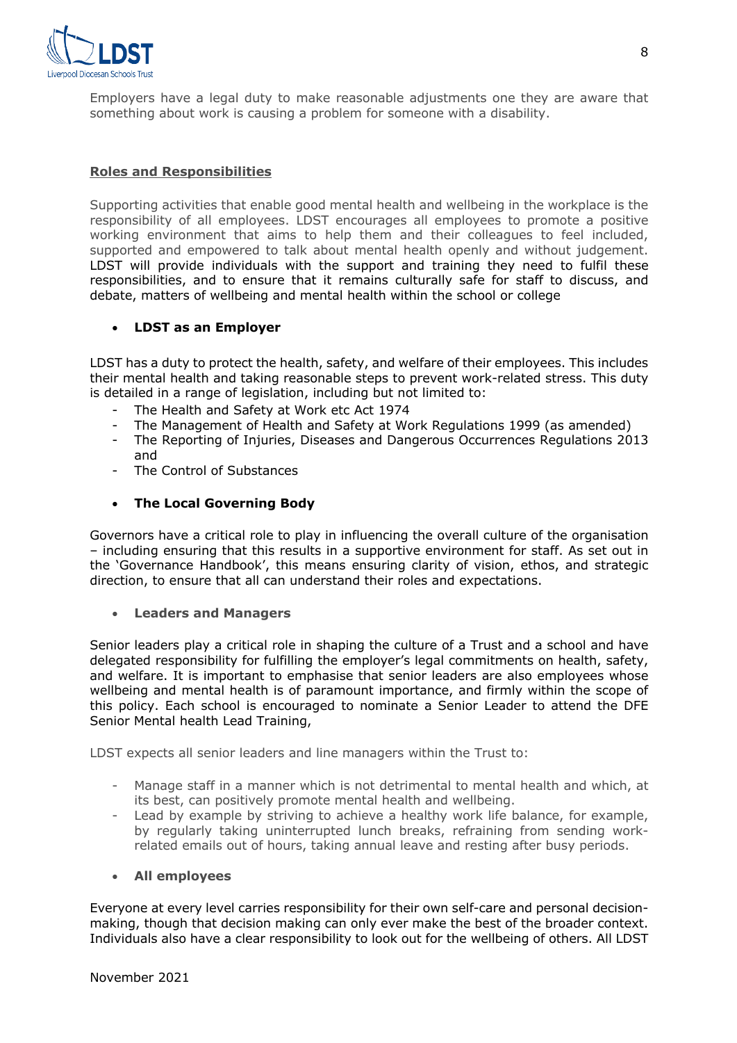Employers have a legal duty to make reasonable adjustments one they are aware that something about work is causing a problem for someone with a disability.

## Roles and Responsibilities

Supporting activities that enable good mental health and wellbeing in the workplace is the responsibility of all employees. LDST encourages all employees to promote a positive working environment that aims to help them and their colleagues to feel included, supported and empowered to talk about mental health openly and without judgement. LDST will provide individuals with the support and training they need to fulfil these responsibilities, and to ensure that it remains culturally safe for staff to discuss, and debate, matters of wellbeing and mental health within the school or college

- **LDST as an Employer**

LDST has a duty to protect the health, safety, and welfare of their employees. This includes their mental health and taking reasonable steps to prevent work-related stress. This duty is detailed in a range of legislation, including but not limited to:

- The Health and Safety at Work etc Act 1974
- The Management of Health and Safety at Work Regulations 1999 (as amended)
- The Reporting of Injuries, Diseases and Dangerous Occurrences Regulations 2013 and
- The Control of Substances

- **The Local Governing Body**

Governors have a critical role to play in influencing the overall culture of the organisation – including ensuring that this results in a supportive environment for staff. As set out in the 'Governance Handbook', this means ensuring clarity of vision, ethos, and strategic direction, to ensure that all can understand their roles and expectations.

- **Leaders and Managers**

Senior leaders play a critical role in shaping the culture of a Trust and a school and have delegated responsibility for fulfilling the employer's legal commitments on health, safety, and welfare. It is important to emphasise that senior leaders are also employees whose wellbeing and mental health is of paramount importance, and firmly within the scope of this policy. Each school is encouraged to nominate a Senior Leader to attend the DFE Senior Mental health Lead Training,

LDST expects all senior leaders and line managers within the Trust to:

- Manage staff in a manner which is not detrimental to mental health and which, at its best, can positively promote mental health and wellbeing.
- Lead by example by striving to achieve a healthy work life balance, for example, by regularly taking uninterrupted lunch breaks, refraining from sending work-related emails out of hours, taking annual leave and resting after busy periods.

- **All employees**

Everyone at every level carries responsibility for their own self-care and personal decision-making, though that decision making can only ever make the best of the broader context. Individuals also have a clear responsibility to look out for the wellbeing of others. All LDST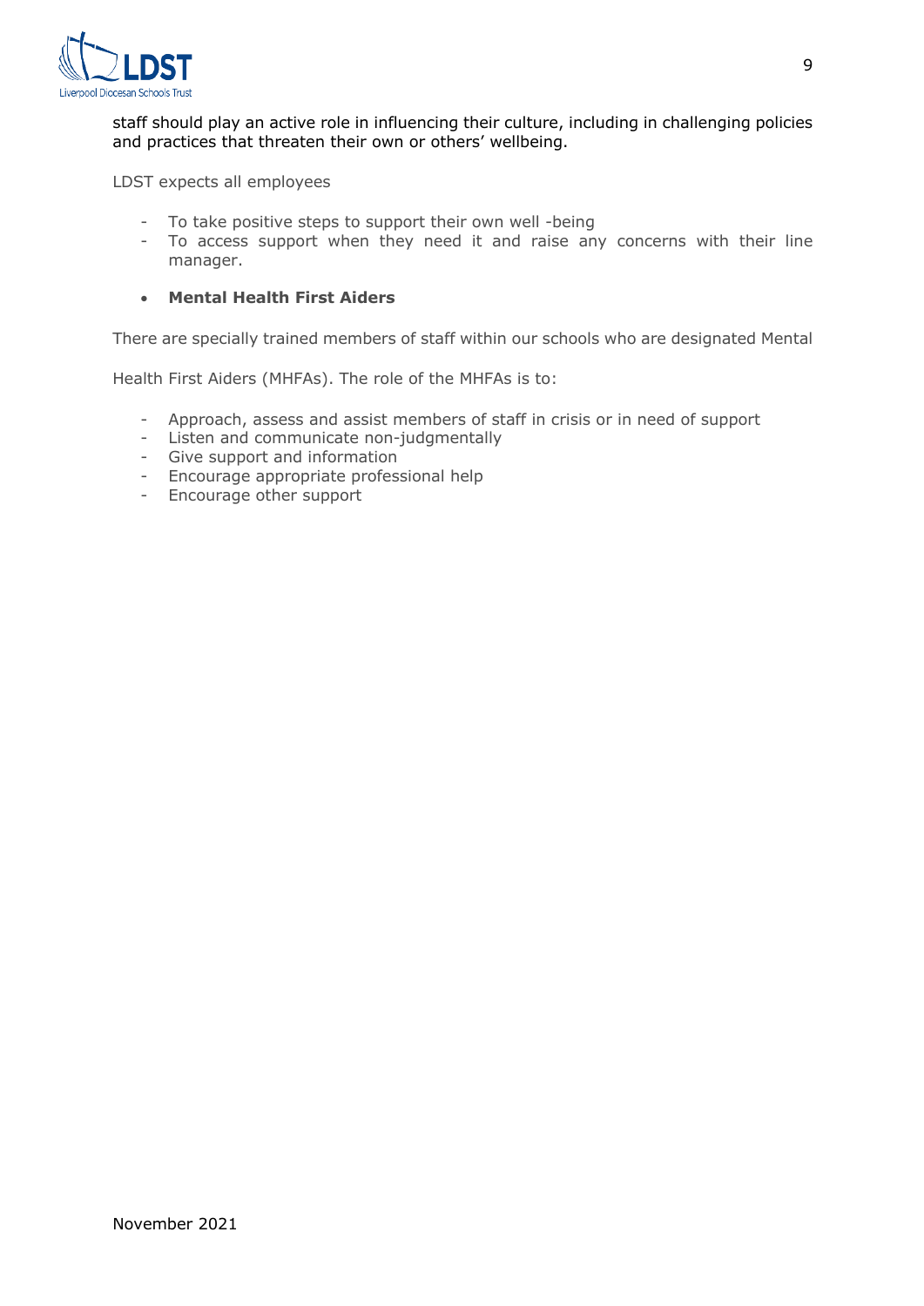staff should play an active role in influencing their culture, including in challenging policies and practices that threaten their own or others' wellbeing.

LDST expects all employees

- To take positive steps to support their own well -being
- To access support when they need it and raise any concerns with their line manager.

- **Mental Health First Aiders**

There are specially trained members of staff within our schools who are designated Mental Health First Aiders (MHFAs). The role of the MHFAs is to:

- Approach, assess and assist members of staff in crisis or in need of support
- Listen and communicate non-judgmentally
- Give support and information
- Encourage appropriate professional help
- Encourage other support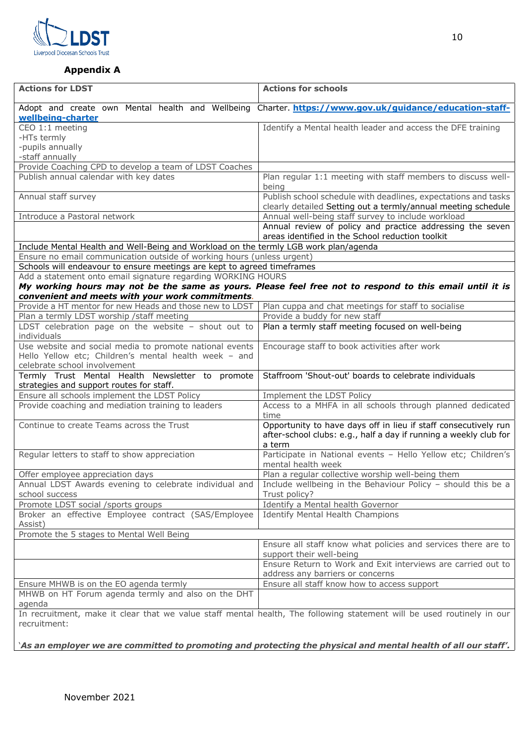**Appendix A**

| Actions for LDST | Actions for schools |
|---|---|
| Adopt and create own Mental health and Wellbeing Charter. **https://www.gov.uk/guidance/education-staff-wellbeing-charter** | |
| CEO 1:1 meeting<br>-HTs termly<br>-pupils annually<br>-staff annually | Identify a Mental health leader and access the DFE training |
| Provide Coaching CPD to develop a team of LDST Coaches | |
| Publish annual calendar with key dates | Plan regular 1:1 meeting with staff members to discuss well-being |
| Annual staff survey | Publish school schedule with deadlines, expectations and tasks clearly detailed Setting out a termly/annual meeting schedule |
| Introduce a Pastoral network | Annual well-being staff survey to include workload |
| | Annual review of policy and practice addressing the seven areas identified in the School reduction toolkit |
| Include Mental Health and Well-Being and Workload on the termly LGB work plan/agenda | |
| Ensure no email communication outside of working hours (unless urgent) | |
| Schools will endeavour to ensure meetings are kept to agreed timeframes | |
| Add a statement onto email signature regarding WORKING HOURS<br>***My working hours may not be the same as yours. Please feel free not to respond to this email until it is convenient and meets with your work commitments*.** | |
| Provide a HT mentor for new Heads and those new to LDST | Plan cuppa and chat meetings for staff to socialise |
| Plan a termly LDST worship /staff meeting | Provide a buddy for new staff |
| LDST celebration page on the website – shout out to individuals | Plan a termly staff meeting focused on well-being |
| Use website and social media to promote national events Hello Yellow etc; Children's mental health week – and celebrate school involvement | Encourage staff to book activities after work |
| Termly Trust Mental Health Newsletter to promote strategies and support routes for staff. | Staffroom 'Shout-out' boards to celebrate individuals |
| Ensure all schools implement the LDST Policy | Implement the LDST Policy |
| Provide coaching and mediation training to leaders | Access to a MHFA in all schools through planned dedicated time |
| Continue to create Teams across the Trust | Opportunity to have days off in lieu if staff consecutively run after-school clubs: e.g., half a day if running a weekly club for a term |
| Regular letters to staff to show appreciation | Participate in National events – Hello Yellow etc; Children's mental health week |
| Offer employee appreciation days | Plan a regular collective worship well-being them |
| Annual LDST Awards evening to celebrate individual and school success | Include wellbeing in the Behaviour Policy – should this be a Trust policy? |
| Promote LDST social /sports groups | Identify a Mental health Governor |
| Broker an effective Employee contract (SAS/Employee Assist) | Identify Mental Health Champions |
| Promote the 5 stages to Mental Well Being | |
| | Ensure all staff know what policies and services there are to support their well-being |
| | Ensure Return to Work and Exit interviews are carried out to address any barriers or concerns |
| Ensure MHWB is on the EO agenda termly | Ensure all staff know how to access support |
| MHWB on HT Forum agenda termly and also on the DHT agenda | |
| In recruitment, make it clear that we value staff mental health, The following statement will be used routinely in our recruitment:<br><br>'***As an employer we are committed to promoting and protecting the physical and mental health of all our staff'.*** | |

November 2021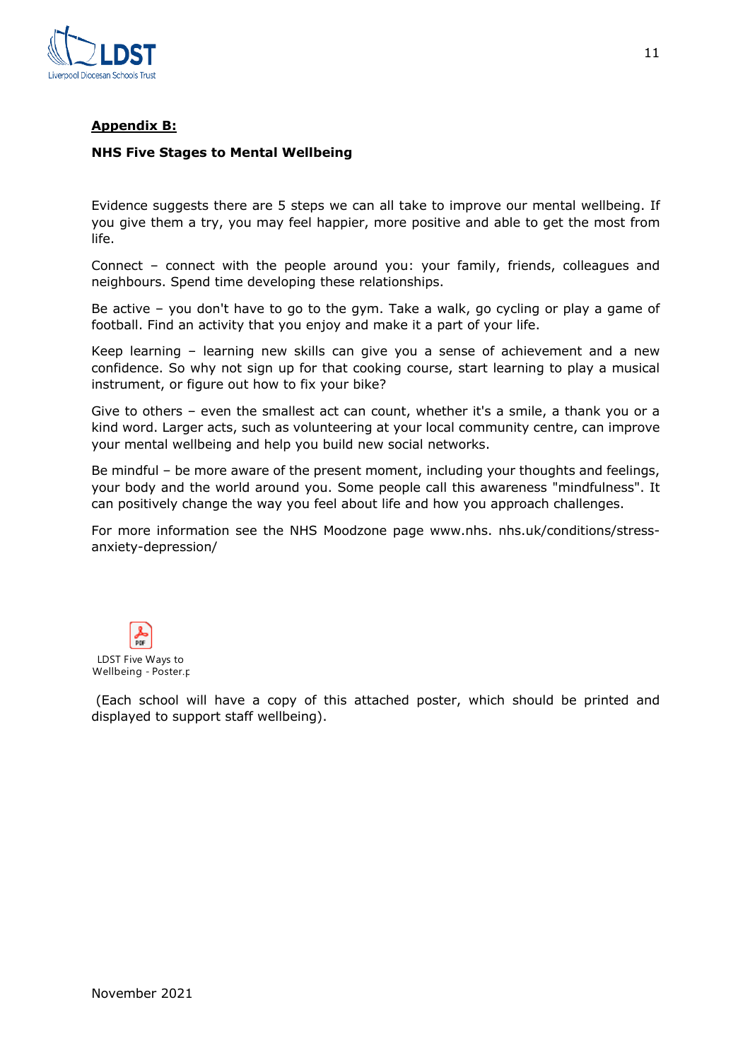**Appendix B:**

**NHS Five Stages to Mental Wellbeing**

Evidence suggests there are 5 steps we can all take to improve our mental wellbeing. If you give them a try, you may feel happier, more positive and able to get the most from life.

Connect – connect with the people around you: your family, friends, colleagues and neighbours. Spend time developing these relationships.

Be active – you don't have to go to the gym. Take a walk, go cycling or play a game of football. Find an activity that you enjoy and make it a part of your life.

Keep learning – learning new skills can give you a sense of achievement and a new confidence. So why not sign up for that cooking course, start learning to play a musical instrument, or figure out how to fix your bike?

Give to others – even the smallest act can count, whether it's a smile, a thank you or a kind word. Larger acts, such as volunteering at your local community centre, can improve your mental wellbeing and help you build new social networks.

Be mindful – be more aware of the present moment, including your thoughts and feelings, your body and the world around you. Some people call this awareness "mindfulness". It can positively change the way you feel about life and how you approach challenges.

For more information see the NHS Moodzone page www.nhs. nhs.uk/conditions/stress-anxiety-depression/

LDST Five Ways to Wellbeing - Poster.p

(Each school will have a copy of this attached poster, which should be printed and displayed to support staff wellbeing).

November 2021